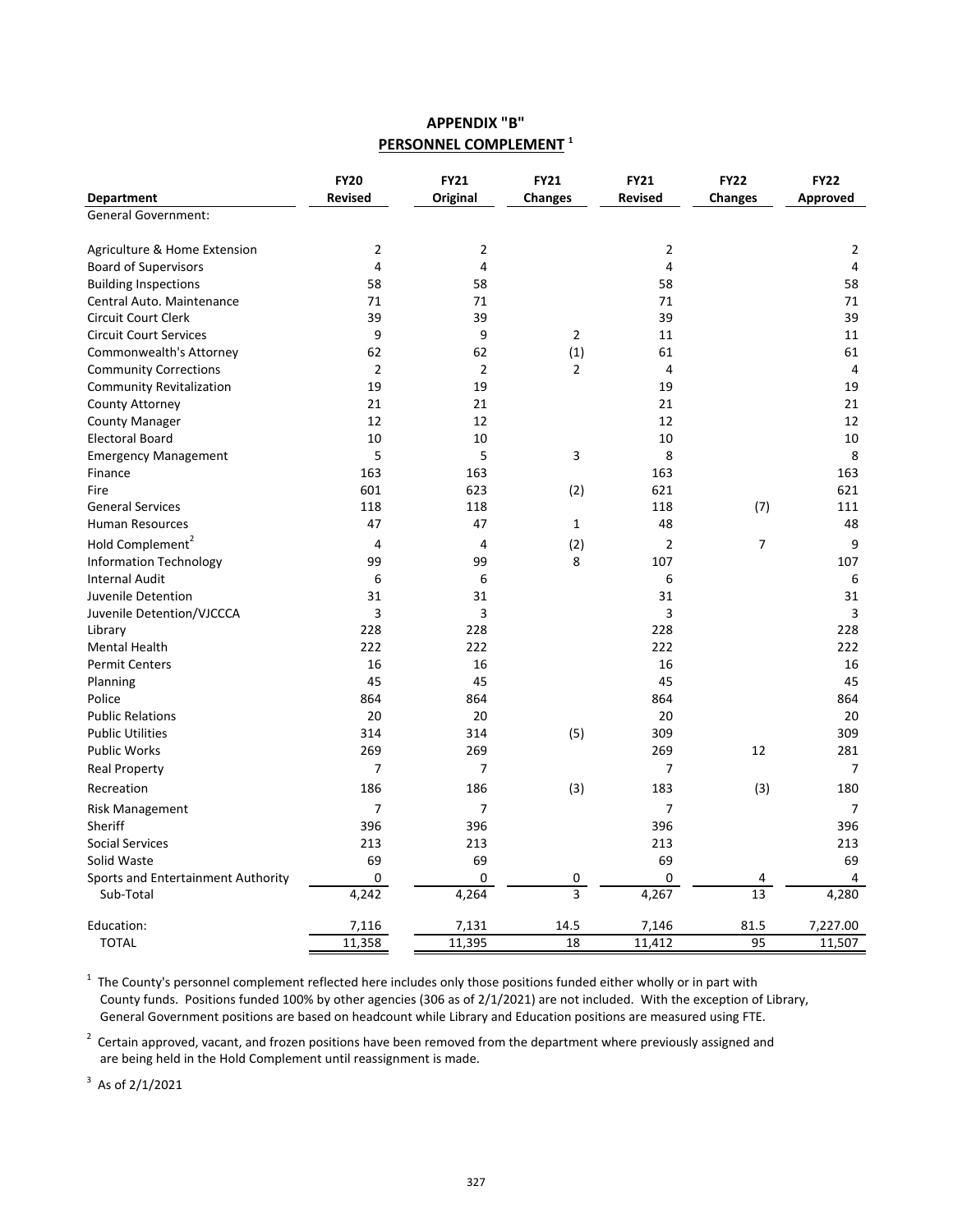# APPENDIX "B"

## PERSONNEL COMPLEMENT [1]

| Department | FY20 Revised | FY21 Original | FY21 Changes | FY21 Revised | FY22 Changes | FY22 Approved |
|---|---|---|---|---|---|---|
| General Government: | | | | | | |
| Agriculture & Home Extension | 2 | 2 | | 2 | | 2 |
| Board of Supervisors | 4 | 4 | | 4 | | 4 |
| Building Inspections | 58 | 58 | | 58 | | 58 |
| Central Auto. Maintenance | 71 | 71 | | 71 | | 71 |
| Circuit Court Clerk | 39 | 39 | | 39 | | 39 |
| Circuit Court Services | 9 | 9 | 2 | 11 | | 11 |
| Commonwealth's Attorney | 62 | 62 | (1) | 61 | | 61 |
| Community Corrections | 2 | 2 | 2 | 4 | | 4 |
| Community Revitalization | 19 | 19 | | 19 | | 19 |
| County Attorney | 21 | 21 | | 21 | | 21 |
| County Manager | 12 | 12 | | 12 | | 12 |
| Electoral Board | 10 | 10 | | 10 | | 10 |
| Emergency Management | 5 | 5 | 3 | 8 | | 8 |
| Finance | 163 | 163 | | 163 | | 163 |
| Fire | 601 | 623 | (2) | 621 | | 621 |
| General Services | 118 | 118 | | 118 | (7) | 111 |
| Human Resources | 47 | 47 | 1 | 48 | | 48 |
| Hold Complement[2] | 4 | 4 | (2) | 2 | 7 | 9 |
| Information Technology | 99 | 99 | 8 | 107 | | 107 |
| Internal Audit | 6 | 6 | | 6 | | 6 |
| Juvenile Detention | 31 | 31 | | 31 | | 31 |
| Juvenile Detention/VJCCCA | 3 | 3 | | 3 | | 3 |
| Library | 228 | 228 | | 228 | | 228 |
| Mental Health | 222 | 222 | | 222 | | 222 |
| Permit Centers | 16 | 16 | | 16 | | 16 |
| Planning | 45 | 45 | | 45 | | 45 |
| Police | 864 | 864 | | 864 | | 864 |
| Public Relations | 20 | 20 | | 20 | | 20 |
| Public Utilities | 314 | 314 | (5) | 309 | | 309 |
| Public Works | 269 | 269 | | 269 | 12 | 281 |
| Real Property | 7 | 7 | | 7 | | 7 |
| Recreation | 186 | 186 | (3) | 183 | (3) | 180 |
| Risk Management | 7 | 7 | | 7 | | 7 |
| Sheriff | 396 | 396 | | 396 | | 396 |
| Social Services | 213 | 213 | | 213 | | 213 |
| Solid Waste | 69 | 69 | | 69 | | 69 |
| Sports and Entertainment Authority | 0 | 0 | 0 | 0 | 4 | 4 |
| Sub-Total | 4,242 | 4,264 | 3 | 4,267 | 13 | 4,280 |
| Education: | 7,116 | 7,131 | 14.5 | 7,146 | 81.5 | 7,227.00 |
| TOTAL | 11,358 | 11,395 | 18 | 11,412 | 95 | 11,507 |

[1] The County's personnel complement reflected here includes only those positions funded either wholly or in part with County funds. Positions funded 100% by other agencies (306 as of 2/1/2021) are not included. With the exception of Library, General Government positions are based on headcount while Library and Education positions are measured using FTE.

[2] Certain approved, vacant, and frozen positions have been removed from the department where previously assigned and are being held in the Hold Complement until reassignment is made.

[3] As of 2/1/2021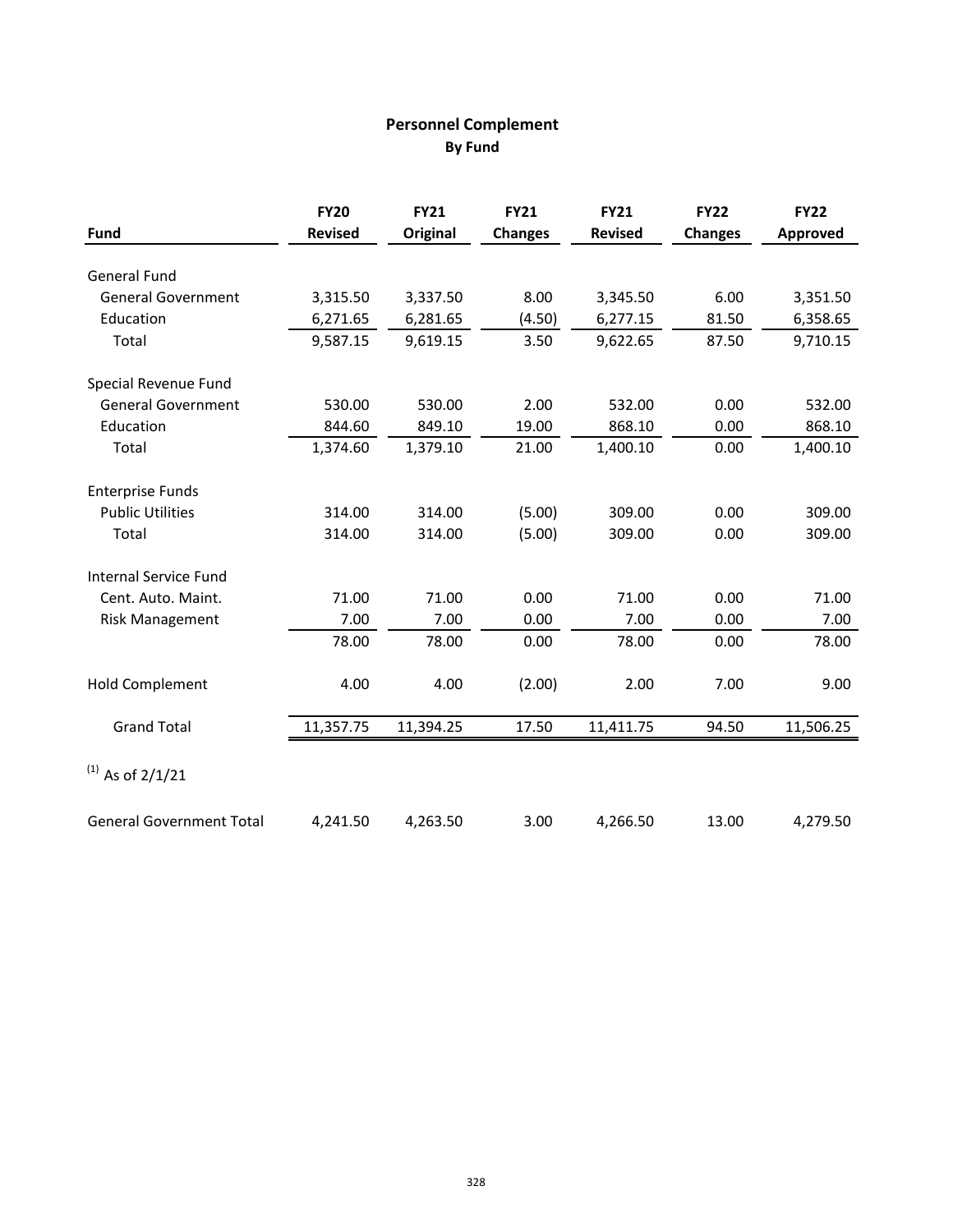## Personnel Complement

**By Fund**

| Fund | FY20 Revised | FY21 Original | FY21 Changes | FY21 Revised | FY22 Changes | FY22 Approved |
|---|---|---|---|---|---|---|
| General Fund | | | | | | |
| General Government | 3,315.50 | 3,337.50 | 8.00 | 3,345.50 | 6.00 | 3,351.50 |
| Education | 6,271.65 | 6,281.65 | (4.50) | 6,277.15 | 81.50 | 6,358.65 |
| Total | 9,587.15 | 9,619.15 | 3.50 | 9,622.65 | 87.50 | 9,710.15 |
| Special Revenue Fund | | | | | | |
| General Government | 530.00 | 530.00 | 2.00 | 532.00 | 0.00 | 532.00 |
| Education | 844.60 | 849.10 | 19.00 | 868.10 | 0.00 | 868.10 |
| Total | 1,374.60 | 1,379.10 | 21.00 | 1,400.10 | 0.00 | 1,400.10 |
| Enterprise Funds | | | | | | |
| Public Utilities | 314.00 | 314.00 | (5.00) | 309.00 | 0.00 | 309.00 |
| Total | 314.00 | 314.00 | (5.00) | 309.00 | 0.00 | 309.00 |
| Internal Service Fund | | | | | | |
| Cent. Auto. Maint. | 71.00 | 71.00 | 0.00 | 71.00 | 0.00 | 71.00 |
| Risk Management | 7.00 | 7.00 | 0.00 | 7.00 | 0.00 | 7.00 |
| | 78.00 | 78.00 | 0.00 | 78.00 | 0.00 | 78.00 |
| Hold Complement | 4.00 | 4.00 | (2.00) | 2.00 | 7.00 | 9.00 |
| Grand Total | 11,357.75 | 11,394.25 | 17.50 | 11,411.75 | 94.50 | 11,506.25 |

(1) As of 2/1/21

| | FY20 Revised | FY21 Original | FY21 Changes | FY21 Revised | FY22 Changes | FY22 Approved |
|---|---|---|---|---|---|---|
| General Government Total | 4,241.50 | 4,263.50 | 3.00 | 4,266.50 | 13.00 | 4,279.50 |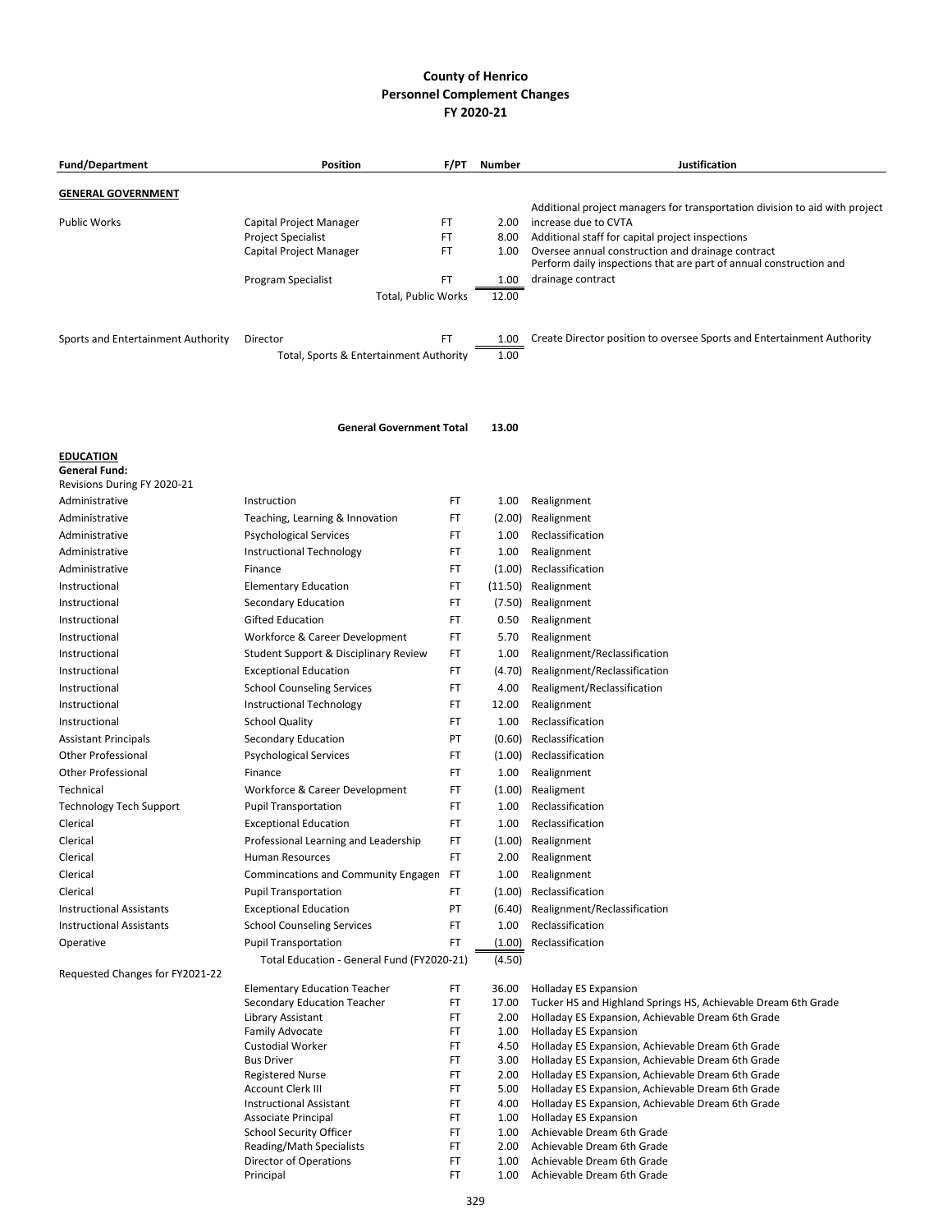# County of Henrico
## Personnel Complement Changes
### FY 2020-21

| Fund/Department | Position | F/PT | Number | Justification |
|---|---|---|---|---|
| **GENERAL GOVERNMENT** | | | | |
| Public Works | Capital Project Manager | FT | 2.00 | Additional project managers for transportation division to aid with project increase due to CVTA |
| | Project Specialist | FT | 8.00 | Additional staff for capital project inspections |
| | Capital Project Manager | FT | 1.00 | Oversee annual construction and drainage contract |
| | Program Specialist | FT | 1.00 | Perform daily inspections that are part of annual construction and drainage contract |
| | Total, Public Works | | 12.00 | |
| Sports and Entertainment Authority | Director | FT | 1.00 | Create Director position to oversee Sports and Entertainment Authority |
| | Total, Sports & Entertainment Authority | | 1.00 | |
| | **General Government Total** | | **13.00** | |
| **EDUCATION** | | | | |
| **General Fund:** | | | | |
| Revisions During FY 2020-21 | | | | |
| Administrative | Instruction | FT | 1.00 | Realignment |
| Administrative | Teaching, Learning & Innovation | FT | (2.00) | Realignment |
| Administrative | Psychological Services | FT | 1.00 | Reclassification |
| Administrative | Instructional Technology | FT | 1.00 | Realignment |
| Administrative | Finance | FT | (1.00) | Reclassification |
| Instructional | Elementary Education | FT | (11.50) | Realignment |
| Instructional | Secondary Education | FT | (7.50) | Realignment |
| Instructional | Gifted Education | FT | 0.50 | Realignment |
| Instructional | Workforce & Career Development | FT | 5.70 | Realignment |
| Instructional | Student Support & Disciplinary Review | FT | 1.00 | Realignment/Reclassification |
| Instructional | Exceptional Education | FT | (4.70) | Realignment/Reclassification |
| Instructional | School Counseling Services | FT | 4.00 | Realigment/Reclassification |
| Instructional | Instructional Technology | FT | 12.00 | Realignment |
| Instructional | School Quality | FT | 1.00 | Reclassification |
| Assistant Principals | Secondary Education | PT | (0.60) | Reclassification |
| Other Professional | Psychological Services | FT | (1.00) | Reclassification |
| Other Professional | Finance | FT | 1.00 | Realignment |
| Technical | Workforce & Career Development | FT | (1.00) | Realigment |
| Technology Tech Support | Pupil Transportation | FT | 1.00 | Reclassification |
| Clerical | Exceptional Education | FT | 1.00 | Reclassification |
| Clerical | Professional Learning and Leadership | FT | (1.00) | Realignment |
| Clerical | Human Resources | FT | 2.00 | Realignment |
| Clerical | Commincations and Community Engagen | FT | 1.00 | Realignment |
| Clerical | Pupil Transportation | FT | (1.00) | Reclassification |
| Instructional Assistants | Exceptional Education | PT | (6.40) | Realignment/Reclassification |
| Instructional Assistants | School Counseling Services | FT | 1.00 | Reclassification |
| Operative | Pupil Transportation | FT | (1.00) | Reclassification |
| | Total Education - General Fund (FY2020-21) | | (4.50) | |
| Requested Changes for FY2021-22 | | | | |
| | Elementary Education Teacher | FT | 36.00 | Holladay ES Expansion |
| | Secondary Education Teacher | FT | 17.00 | Tucker HS and Highland Springs HS, Achievable Dream 6th Grade |
| | Library Assistant | FT | 2.00 | Holladay ES Expansion, Achievable Dream 6th Grade |
| | Family Advocate | FT | 1.00 | Holladay ES Expansion |
| | Custodial Worker | FT | 4.50 | Holladay ES Expansion, Achievable Dream 6th Grade |
| | Bus Driver | FT | 3.00 | Holladay ES Expansion, Achievable Dream 6th Grade |
| | Registered Nurse | FT | 2.00 | Holladay ES Expansion, Achievable Dream 6th Grade |
| | Account Clerk III | FT | 5.00 | Holladay ES Expansion, Achievable Dream 6th Grade |
| | Instructional Assistant | FT | 4.00 | Holladay ES Expansion, Achievable Dream 6th Grade |
| | Associate Principal | FT | 1.00 | Holladay ES Expansion |
| | School Security Officer | FT | 1.00 | Achievable Dream 6th Grade |
| | Reading/Math Specialists | FT | 2.00 | Achievable Dream 6th Grade |
| | Director of Operations | FT | 1.00 | Achievable Dream 6th Grade |
| | Principal | FT | 1.00 | Achievable Dream 6th Grade |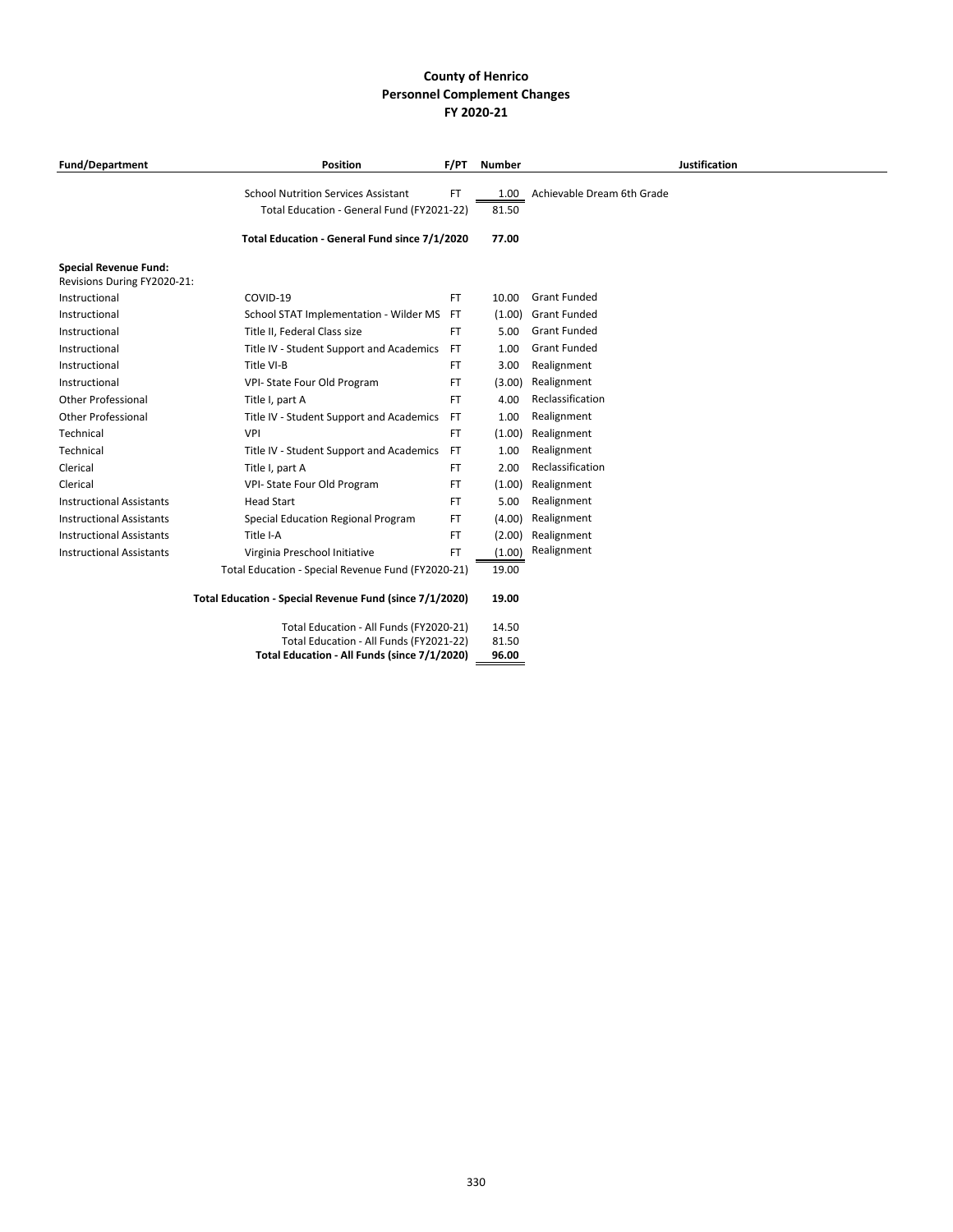**County of Henrico**
**Personnel Complement Changes**
**FY 2020-21**

| Fund/Department | Position | F/PT | Number | Justification |
|---|---|---|---|---|
| | School Nutrition Services Assistant | FT | 1.00 | Achievable Dream 6th Grade |
| | Total Education - General Fund (FY2021-22) | | 81.50 | |
| | **Total Education - General Fund since 7/1/2020** | | **77.00** | |
| **Special Revenue Fund:** | | | | |
| Revisions During FY2020-21: | | | | |
| Instructional | COVID-19 | FT | 10.00 | Grant Funded |
| Instructional | School STAT Implementation - Wilder MS | FT | (1.00) | Grant Funded |
| Instructional | Title II, Federal Class size | FT | 5.00 | Grant Funded |
| Instructional | Title IV - Student Support and Academics | FT | 1.00 | Grant Funded |
| Instructional | Title VI-B | FT | 3.00 | Realignment |
| Instructional | VPI- State Four Old Program | FT | (3.00) | Realignment |
| Other Professional | Title I, part A | FT | 4.00 | Reclassification |
| Other Professional | Title IV - Student Support and Academics | FT | 1.00 | Realignment |
| Technical | VPI | FT | (1.00) | Realignment |
| Technical | Title IV - Student Support and Academics | FT | 1.00 | Realignment |
| Clerical | Title I, part A | FT | 2.00 | Reclassification |
| Clerical | VPI- State Four Old Program | FT | (1.00) | Realignment |
| Instructional Assistants | Head Start | FT | 5.00 | Realignment |
| Instructional Assistants | Special Education Regional Program | FT | (4.00) | Realignment |
| Instructional Assistants | Title I-A | FT | (2.00) | Realignment |
| Instructional Assistants | Virginia Preschool Initiative | FT | (1.00) | Realignment |
| | Total Education - Special Revenue Fund (FY2020-21) | | 19.00 | |
| | **Total Education - Special Revenue Fund (since 7/1/2020)** | | **19.00** | |
| | Total Education - All Funds (FY2020-21) | | 14.50 | |
| | Total Education - All Funds (FY2021-22) | | 81.50 | |
| | **Total Education - All Funds (since 7/1/2020)** | | **96.00** | |